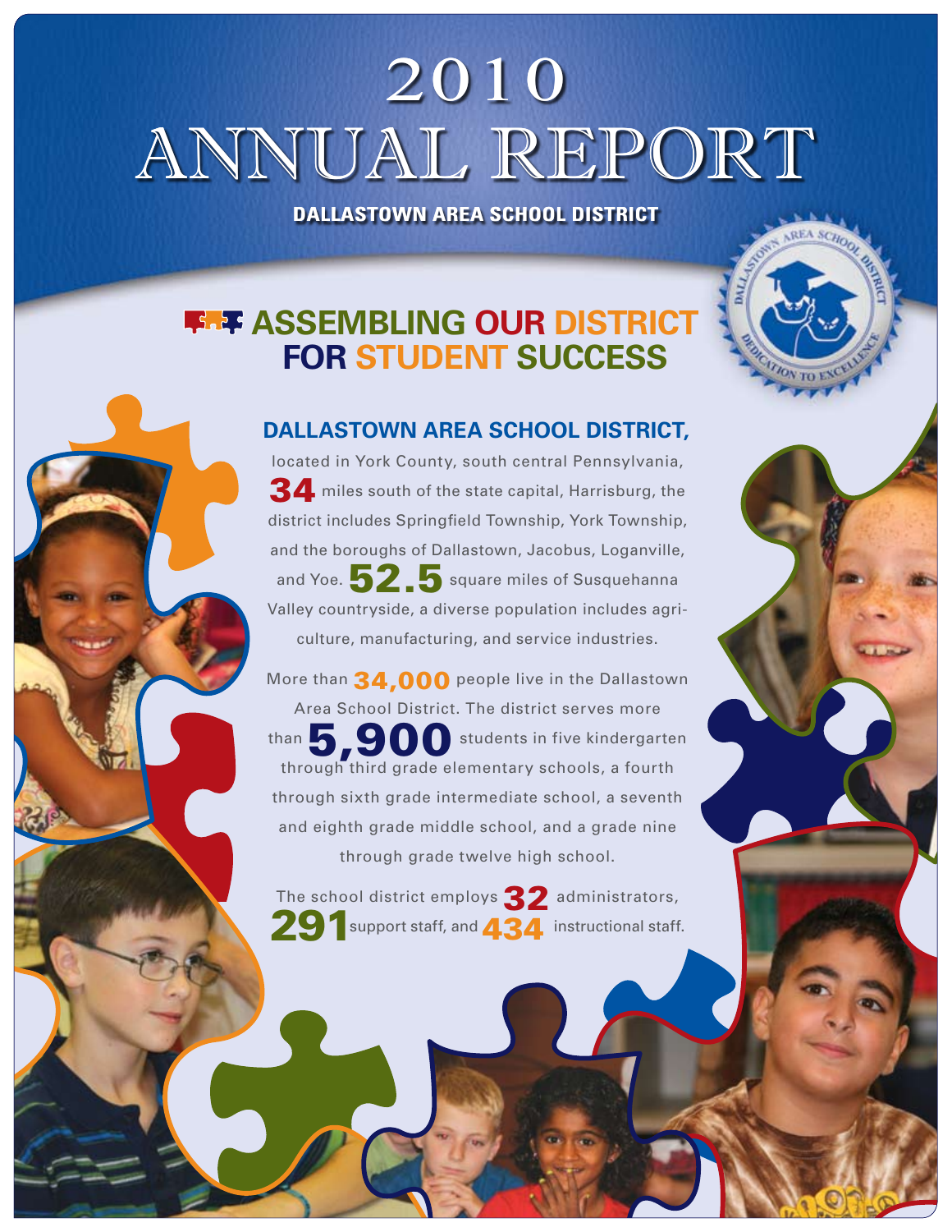# 2010 ANNUAL REPORT

**DALLASTOWN AREA SCHOOL DISTRICT**

## ASSEMBLING OUR DISTRICT FOR STUDENT SUCCESS

### DALLASTOWN AREA SCHOOL DISTRICT,

located in York County, south central Pennsylvania, **34** miles south of the state capital, Harrisburg, the district includes Springfield Township, York Township, and the boroughs of Dallastown, Jacobus, Loganville, and Yoe. **52.5** square miles of Susquehanna Valley countryside, a diverse population includes agriculture, manufacturing, and service industries.

More than **34,000** people live in the Dallastown Area School District. The district serves more than **5,900** students in five kindergarten through third grade elementary schools, a fourth through sixth grade intermediate school, a seventh and eighth grade middle school, and a grade nine through grade twelve high school.

The school district employs **32** administrators, **291** support staff, and **434** instructional staff.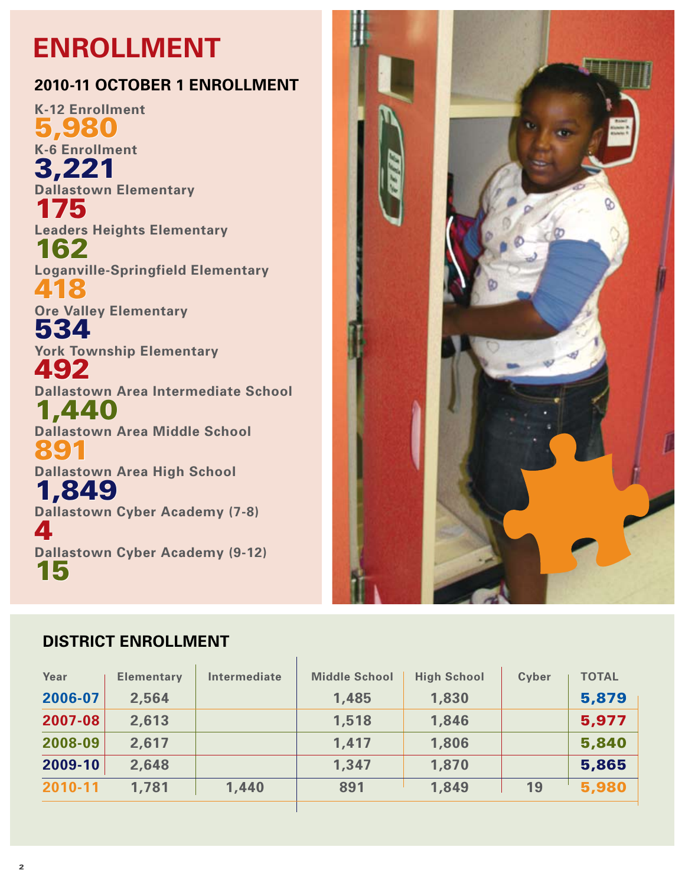# ENROLLMENT

## 2010-11 OCTOBER 1 ENROLLMENT

**K-12 Enrollment**
5,980

**K-6 Enrollment**
3,221

**Dallastown Elementary**
175

**Leaders Heights Elementary**
162

**Loganville-Springfield Elementary**
418

**Ore Valley Elementary**
534

**York Township Elementary**
492

**Dallastown Area Intermediate School**
1,440

**Dallastown Area Middle School**
891

**Dallastown Area High School**
1,849

**Dallastown Cyber Academy (7-8)**
4

**Dallastown Cyber Academy (9-12)**
15

## DISTRICT ENROLLMENT

| Year | Elementary | Intermediate | Middle School | High School | Cyber | TOTAL |
|---|---|---|---|---|---|---|
| 2006-07 | 2,564 | | 1,485 | 1,830 | | 5,879 |
| 2007-08 | 2,613 | | 1,518 | 1,846 | | 5,977 |
| 2008-09 | 2,617 | | 1,417 | 1,806 | | 5,840 |
| 2009-10 | 2,648 | | 1,347 | 1,870 | | 5,865 |
| 2010-11 | 1,781 | 1,440 | 891 | 1,849 | 19 | 5,980 |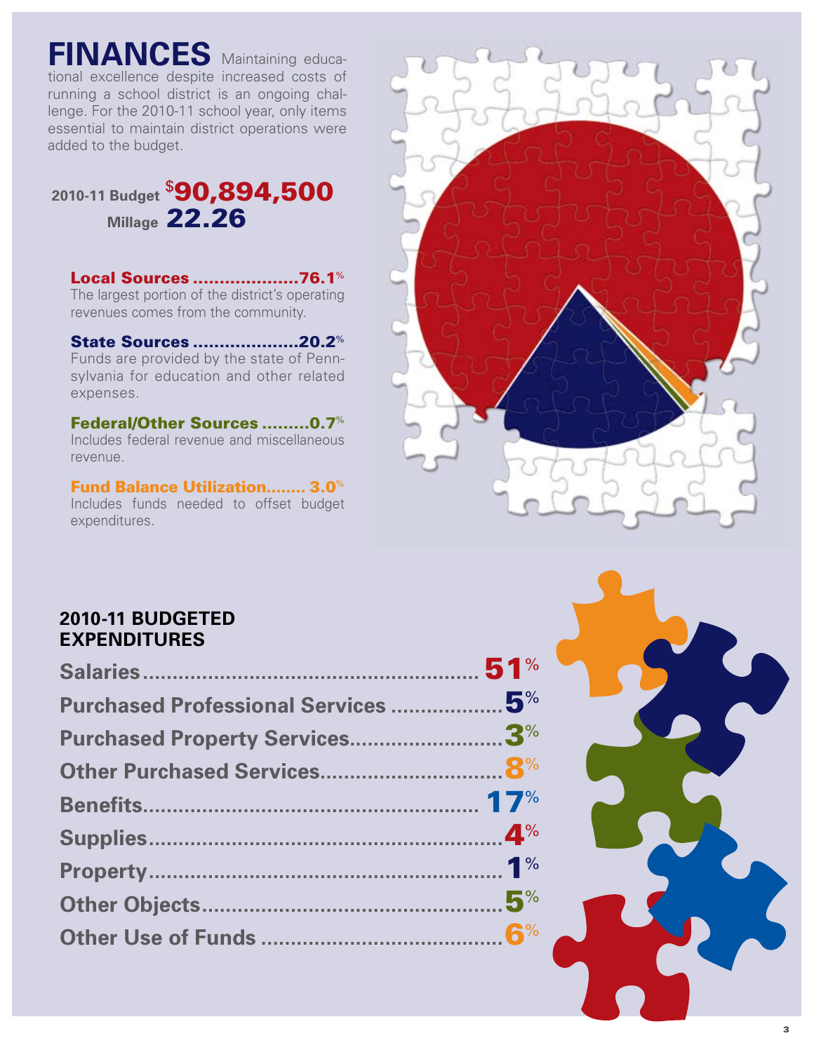# FINANCES

Maintaining educational excellence despite increased costs of running a school district is an ongoing challenge. For the 2010-11 school year, only items essential to maintain district operations were added to the budget.

**2010-11 Budget** $90,894,500

**Millage** 22.26

**Local Sources ....................76.1%**
The largest portion of the district's operating revenues comes from the community.

**State Sources ....................20.2%**
Funds are provided by the state of Pennsylvania for education and other related expenses.

**Federal/Other Sources .........0.7%**
Includes federal revenue and miscellaneous revenue.

**Fund Balance Utilization........ 3.0%**
Includes funds needed to offset budget expenditures.

## 2010-11 BUDGETED EXPENDITURES

| Category | Percent |
| --- | --- |
| Salaries | 51% |
| Purchased Professional Services | 5% |
| Purchased Property Services | 3% |
| Other Purchased Services | 8% |
| Benefits | 17% |
| Supplies | 4% |
| Property | 1% |
| Other Objects | 5% |
| Other Use of Funds | 6% |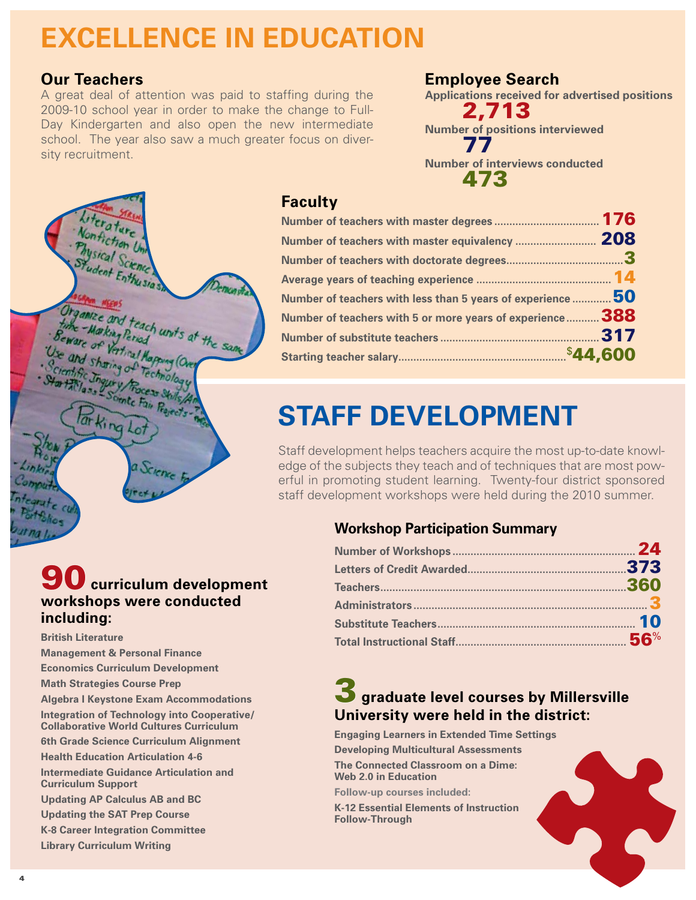# EXCELLENCE IN EDUCATION

## Our Teachers

A great deal of attention was paid to staffing during the 2009-10 school year in order to make the change to Full-Day Kindergarten and also open the new intermediate school. The year also saw a much greater focus on diversity recruitment.

## Employee Search

**Applications received for advertised positions**
**2,713**

**Number of positions interviewed**
**77**

**Number of interviews conducted**
**473**

## Faculty

| | |
|---|---|
| Number of teachers with master degrees | 176 |
| Number of teachers with master equivalency | 208 |
| Number of teachers with doctorate degrees | 3 |
| Average years of teaching experience | 14 |
| Number of teachers with less than 5 years of experience | 50 |
| Number of teachers with 5 or more years of experience | 388 |
| Number of substitute teachers | 317 |
| Starting teacher salary | $44,600 |

# STAFF DEVELOPMENT

Staff development helps teachers acquire the most up-to-date knowledge of the subjects they teach and of techniques that are most powerful in promoting student learning. Twenty-four district sponsored staff development workshops were held during the 2010 summer.

## Workshop Participation Summary

| | |
|---|---|
| Number of Workshops | 24 |
| Letters of Credit Awarded | 373 |
| Teachers | 360 |
| Administrators | 3 |
| Substitute Teachers | 10 |
| Total Instructional Staff | 56% |

## 90 curriculum development workshops were conducted including:

- British Literature
- Management & Personal Finance
- Economics Curriculum Development
- Math Strategies Course Prep
- Algebra I Keystone Exam Accommodations
- Integration of Technology into Cooperative/Collaborative World Cultures Curriculum
- 6th Grade Science Curriculum Alignment
- Health Education Articulation 4-6
- Intermediate Guidance Articulation and Curriculum Support
- Updating AP Calculus AB and BC
- Updating the SAT Prep Course
- K-8 Career Integration Committee
- Library Curriculum Writing

## 3 graduate level courses by Millersville University were held in the district:

- Engaging Learners in Extended Time Settings
- Developing Multicultural Assessments
- The Connected Classroom on a Dime: Web 2.0 in Education

Follow-up courses included:

- K-12 Essential Elements of Instruction Follow-Through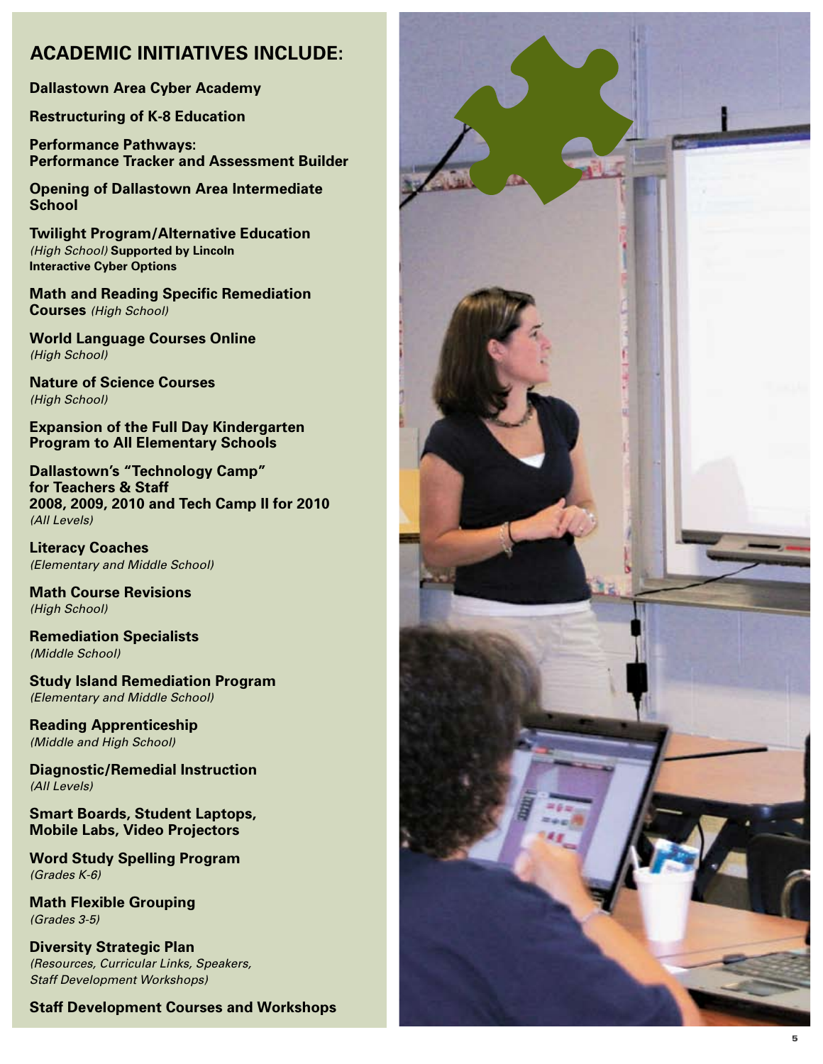## ACADEMIC INITIATIVES INCLUDE:

**Dallastown Area Cyber Academy**

**Restructuring of K-8 Education**

**Performance Pathways:**
**Performance Tracker and Assessment Builder**

**Opening of Dallastown Area Intermediate School**

**Twilight Program/Alternative Education**
*(High School)* **Supported by Lincoln Interactive Cyber Options**

**Math and Reading Specific Remediation Courses** *(High School)*

**World Language Courses Online**
*(High School)*

**Nature of Science Courses**
*(High School)*

**Expansion of the Full Day Kindergarten Program to All Elementary Schools**

**Dallastown's "Technology Camp" for Teachers & Staff**
**2008, 2009, 2010 and Tech Camp II for 2010**
*(All Levels)*

**Literacy Coaches**
*(Elementary and Middle School)*

**Math Course Revisions**
*(High School)*

**Remediation Specialists**
*(Middle School)*

**Study Island Remediation Program**
*(Elementary and Middle School)*

**Reading Apprenticeship**
*(Middle and High School)*

**Diagnostic/Remedial Instruction**
*(All Levels)*

**Smart Boards, Student Laptops, Mobile Labs, Video Projectors**

**Word Study Spelling Program**
*(Grades K-6)*

**Math Flexible Grouping**
*(Grades 3-5)*

**Diversity Strategic Plan**
*(Resources, Curricular Links, Speakers, Staff Development Workshops)*

**Staff Development Courses and Workshops**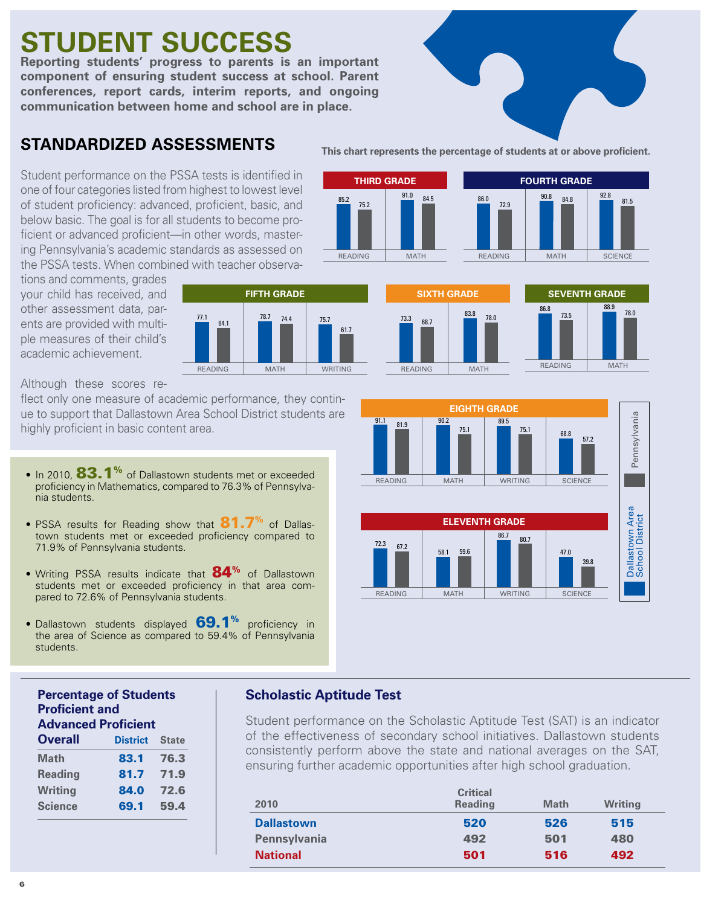# STUDENT SUCCESS

**Reporting students' progress to parents is an important component of ensuring student success at school. Parent conferences, report cards, interim reports, and ongoing communication between home and school are in place.**

## STANDARDIZED ASSESSMENTS

Student performance on the PSSA tests is identified in one of four categories listed from highest to lowest level of student proficiency: advanced, proficient, basic, and below basic. The goal is for all students to become proficient or advanced proficient—in other words, mastering Pennsylvania's academic standards as assessed on the PSSA tests. When combined with teacher observations and comments, grades your child has received, and other assessment data, parents are provided with multiple measures of their child's academic achievement.

Although these scores reflect only one measure of academic performance, they continue to support that Dallastown Area School District students are highly proficient in basic content area.

**This chart represents the percentage of students at or above proficient.**

| Grade | Subject | Dallastown Area School District | Pennsylvania |
|---|---|---|---|
| Third Grade | Reading | 85.2 | 75.2 |
| Third Grade | Math | 91.0 | 84.5 |
| Fourth Grade | Reading | 86.0 | 72.9 |
| Fourth Grade | Math | 90.8 | 84.8 |
| Fourth Grade | Science | 92.8 | 81.5 |
| Fifth Grade | Reading | 77.1 | 64.1 |
| Fifth Grade | Math | 78.7 | 74.4 |
| Fifth Grade | Writing | 75.7 | 61.7 |
| Sixth Grade | Reading | 73.3 | 68.7 |
| Sixth Grade | Math | 83.8 | 78.0 |
| Seventh Grade | Reading | 86.8 | 73.5 |
| Seventh Grade | Math | 88.9 | 78.0 |
| Eighth Grade | Reading | 91.1 | 81.9 |
| Eighth Grade | Math | 90.2 | 75.1 |
| Eighth Grade | Writing | 89.5 | 75.1 |
| Eighth Grade | Science | 68.8 | 57.2 |
| Eleventh Grade | Reading | 72.3 | 67.2 |
| Eleventh Grade | Math | 58.1 | 59.6 |
| Eleventh Grade | Writing | 86.7 | 80.7 |
| Eleventh Grade | Science | 47.0 | 39.8 |

- In 2010, **83.1%** of Dallastown students met or exceeded proficiency in Mathematics, compared to 76.3% of Pennsylvania students.
- PSSA results for Reading show that **81.7%** of Dallastown students met or exceeded proficiency compared to 71.9% of Pennsylvania students.
- Writing PSSA results indicate that **84%** of Dallastown students met or exceeded proficiency in that area compared to 72.6% of Pennsylvania students.
- Dallastown students displayed **69.1%** proficiency in the area of Science as compared to 59.4% of Pennsylvania students.

### Percentage of Students Proficient and Advanced Proficient

| Overall | District | State |
|---|---|---|
| Math | 83.1 | 76.3 |
| Reading | 81.7 | 71.9 |
| Writing | 84.0 | 72.6 |
| Science | 69.1 | 59.4 |

### Scholastic Aptitude Test

Student performance on the Scholastic Aptitude Test (SAT) is an indicator of the effectiveness of secondary school initiatives. Dallastown students consistently perform above the state and national averages on the SAT, ensuring further academic opportunities after high school graduation.

| 2010 | Critical Reading | Math | Writing |
|---|---|---|---|
| **Dallastown** | 520 | 526 | 515 |
| **Pennsylvania** | 492 | 501 | 480 |
| **National** | 501 | 516 | 492 |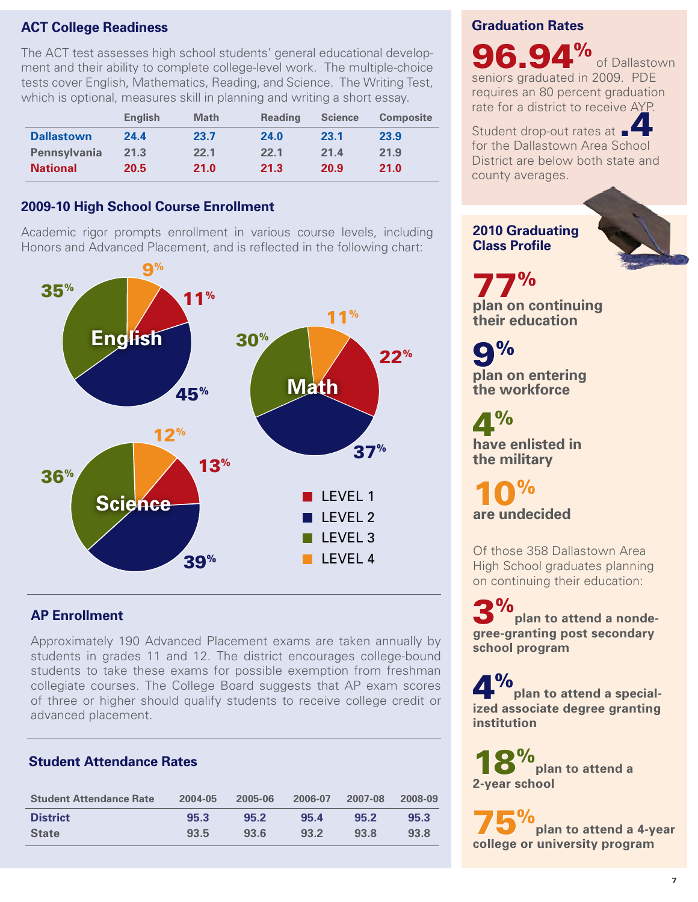## ACT College Readiness

The ACT test assesses high school students' general educational development and their ability to complete college-level work. The multiple-choice tests cover English, Mathematics, Reading, and Science. The Writing Test, which is optional, measures skill in planning and writing a short essay.

| | English | Math | Reading | Science | Composite |
|---|---|---|---|---|---|
| **Dallastown** | 24.4 | 23.7 | 24.0 | 23.1 | 23.9 |
| **Pennsylvania** | 21.3 | 22.1 | 22.1 | 21.4 | 21.9 |
| **National** | 20.5 | 21.0 | 21.3 | 20.9 | 21.0 |

## 2009-10 High School Course Enrollment

Academic rigor prompts enrollment in various course levels, including Honors and Advanced Placement, and is reflected in the following chart:

| | Level 1 | Level 2 | Level 3 | Level 4 |
|---|---|---|---|---|
| English | 11% | 45% | 35% | 9% |
| Math | 22% | 37% | 30% | 11% |
| Science | 13% | 39% | 36% | 12% |

## AP Enrollment

Approximately 190 Advanced Placement exams are taken annually by students in grades 11 and 12. The district encourages college-bound students to take these exams for possible exemption from freshman collegiate courses. The College Board suggests that AP exam scores of three or higher should qualify students to receive college credit or advanced placement.

## Student Attendance Rates

| Student Attendance Rate | 2004-05 | 2005-06 | 2006-07 | 2007-08 | 2008-09 |
|---|---|---|---|---|---|
| **District** | 95.3 | 95.2 | 95.4 | 95.2 | 95.3 |
| **State** | 93.5 | 93.6 | 93.2 | 93.8 | 93.8 |

## Graduation Rates

**96.94%** of Dallastown seniors graduated in 2009. PDE requires an 80 percent graduation rate for a district to receive AYP.

Student drop-out rates at **.4** for the Dallastown Area School District are below both state and county averages.

## 2010 Graduating Class Profile

**77%** plan on continuing their education

**9%** plan on entering the workforce

**4%** have enlisted in the military

**10%** are undecided

Of those 358 Dallastown Area High School graduates planning on continuing their education:

**3%** plan to attend a nondegree-granting post secondary school program

**4%** plan to attend a specialized associate degree granting institution

**18%** plan to attend a 2-year school

**75%** plan to attend a 4-year college or university program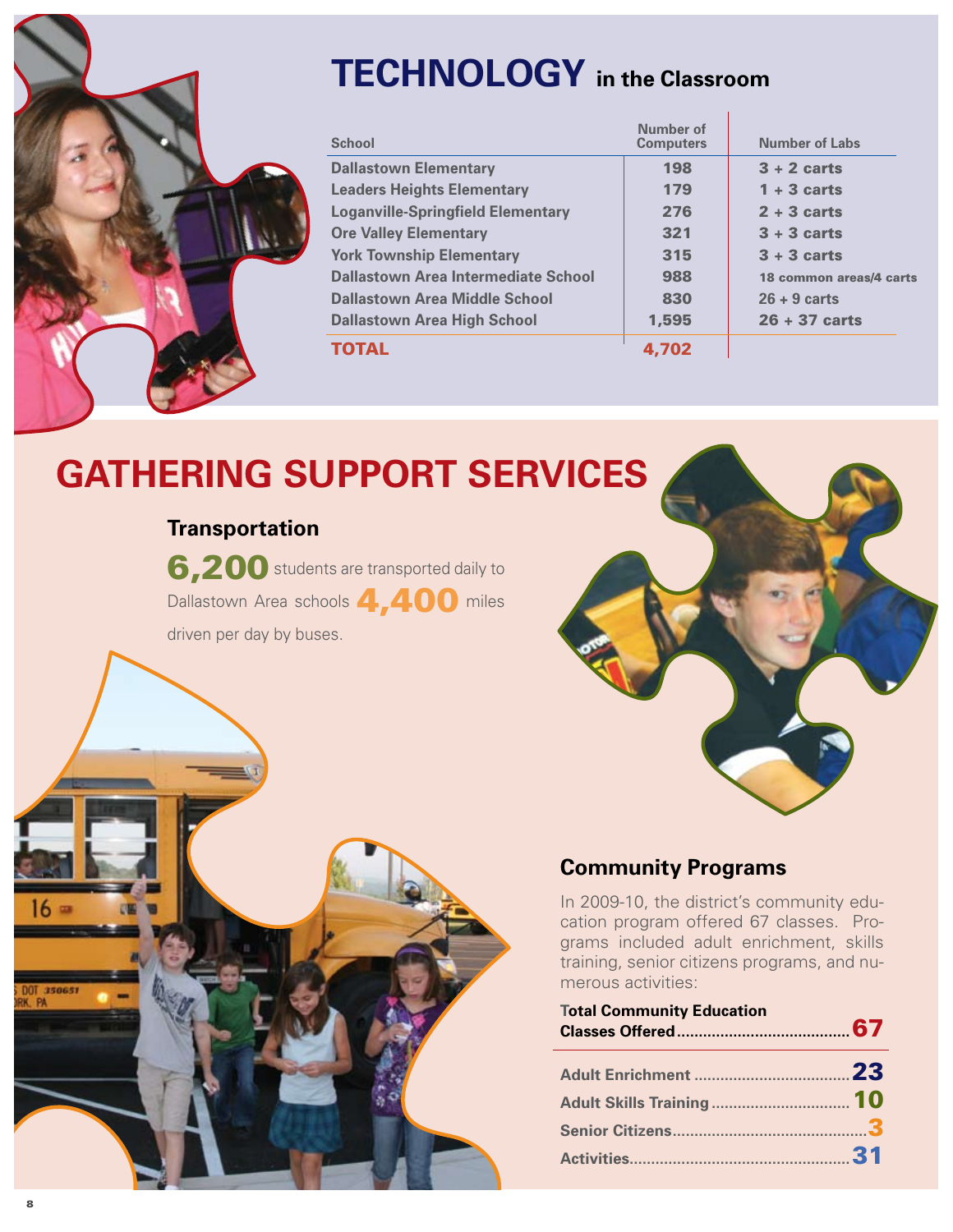# TECHNOLOGY in the Classroom

| School | Number of Computers | Number of Labs |
| --- | --- | --- |
| Dallastown Elementary | 198 | 3 + 2 carts |
| Leaders Heights Elementary | 179 | 1 + 3 carts |
| Loganville-Springfield Elementary | 276 | 2 + 3 carts |
| Ore Valley Elementary | 321 | 3 + 3 carts |
| York Township Elementary | 315 | 3 + 3 carts |
| Dallastown Area Intermediate School | 988 | 18 common areas/4 carts |
| Dallastown Area Middle School | 830 | 26 + 9 carts |
| Dallastown Area High School | 1,595 | 26 + 37 carts |
| **TOTAL** | **4,702** | |

# GATHERING SUPPORT SERVICES

### Transportation

**6,200** students are transported daily to Dallastown Area schools **4,400** miles driven per day by buses.

### Community Programs

In 2009-10, the district's community education program offered 67 classes. Programs included adult enrichment, skills training, senior citizens programs, and numerous activities:

**Total Community Education Classes Offered**........................................**67**

**Adult Enrichment**....................................**23**

**Adult Skills Training**...............................**10**

**Senior Citizens**............................................**3**

**Activities**..................................................**31**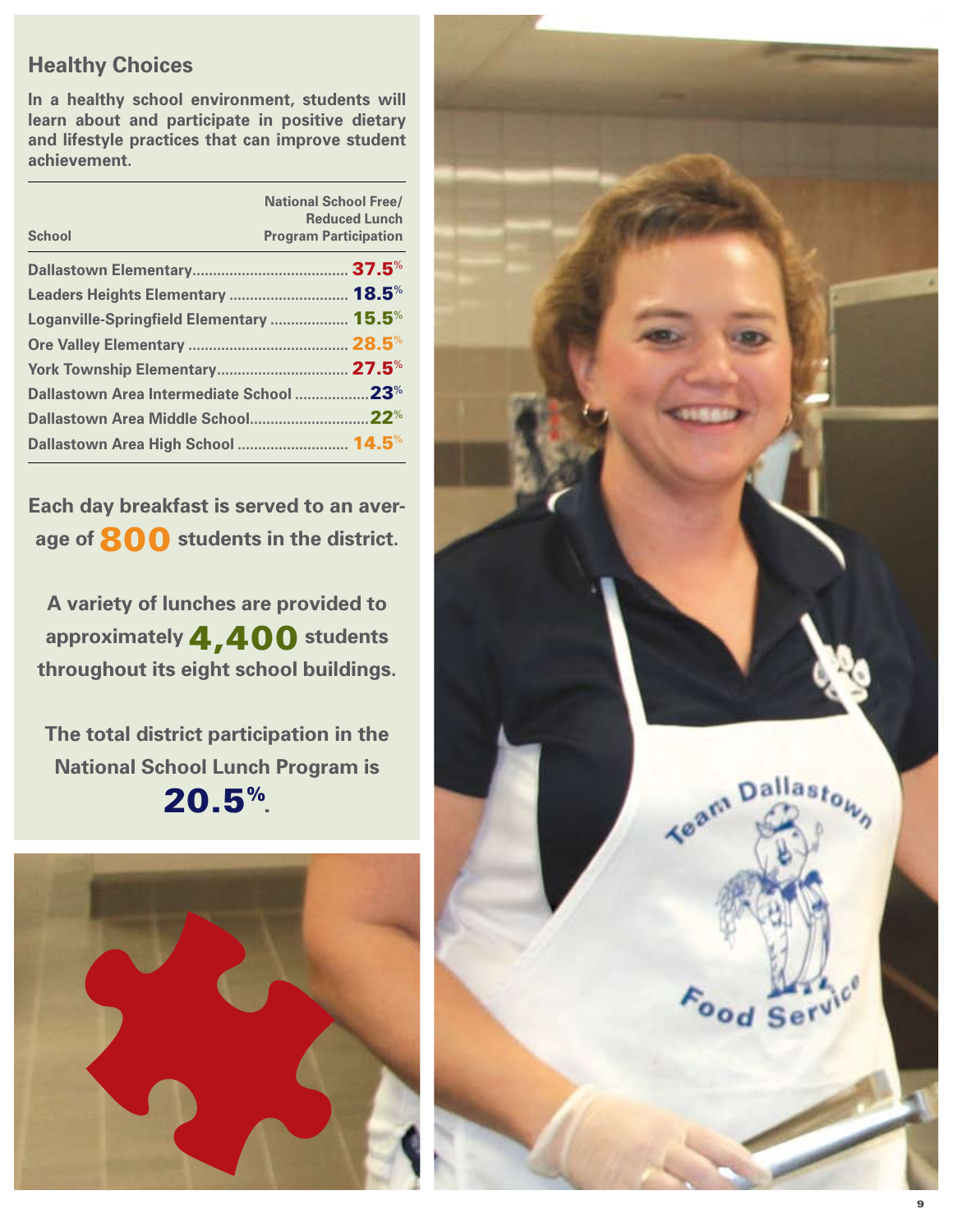## Healthy Choices

**In a healthy school environment, students will learn about and participate in positive dietary and lifestyle practices that can improve student achievement.**

| School | National School Free/ Reduced Lunch Program Participation |
| --- | --- |
| Dallastown Elementary | 37.5% |
| Leaders Heights Elementary | 18.5% |
| Loganville-Springfield Elementary | 15.5% |
| Ore Valley Elementary | 28.5% |
| York Township Elementary | 27.5% |
| Dallastown Area Intermediate School | 23% |
| Dallastown Area Middle School | 22% |
| Dallastown Area High School | 14.5% |

**Each day breakfast is served to an average of 800 students in the district.**

**A variety of lunches are provided to approximately 4,400 students throughout its eight school buildings.**

**The total district participation in the National School Lunch Program is 20.5%.**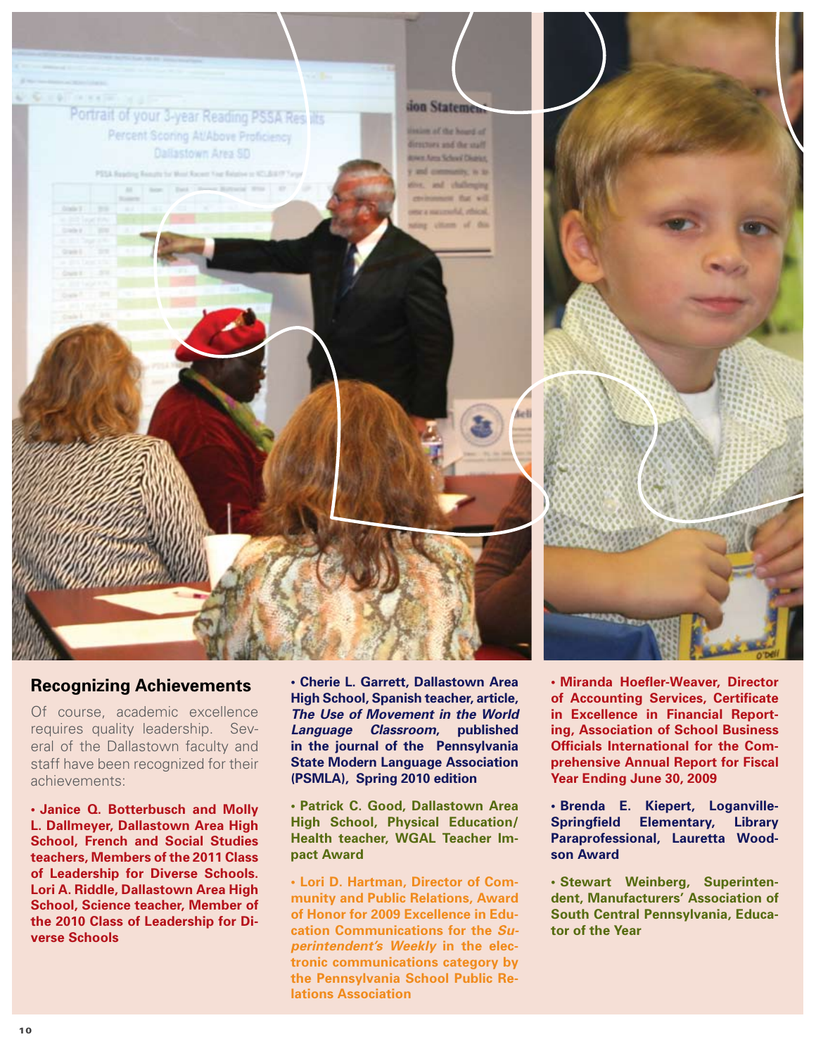## Recognizing Achievements

Of course, academic excellence requires quality leadership. Several of the Dallastown faculty and staff have been recognized for their achievements:

- **Janice Q. Botterbusch and Molly L. Dallmeyer, Dallastown Area High School, French and Social Studies teachers, Members of the 2011 Class of Leadership for Diverse Schools. Lori A. Riddle, Dallastown Area High School, Science teacher, Member of the 2010 Class of Leadership for Diverse Schools**

- **Cherie L. Garrett, Dallastown Area High School, Spanish teacher, article, *The Use of Movement in the World Language Classroom*, published in the journal of the Pennsylvania State Modern Language Association (PSMLA), Spring 2010 edition**

- **Patrick C. Good, Dallastown Area High School, Physical Education/Health teacher, WGAL Teacher Impact Award**

- **Lori D. Hartman, Director of Community and Public Relations, Award of Honor for 2009 Excellence in Education Communications for the *Superintendent's Weekly* in the electronic communications category by the Pennsylvania School Public Relations Association**

- **Miranda Hoefler-Weaver, Director of Accounting Services, Certificate in Excellence in Financial Reporting, Association of School Business Officials International for the Comprehensive Annual Report for Fiscal Year Ending June 30, 2009**

- **Brenda E. Kiepert, Loganville-Springfield Elementary, Library Paraprofessional, Lauretta Woodson Award**

- **Stewart Weinberg, Superintendent, Manufacturers' Association of South Central Pennsylvania, Educator of the Year**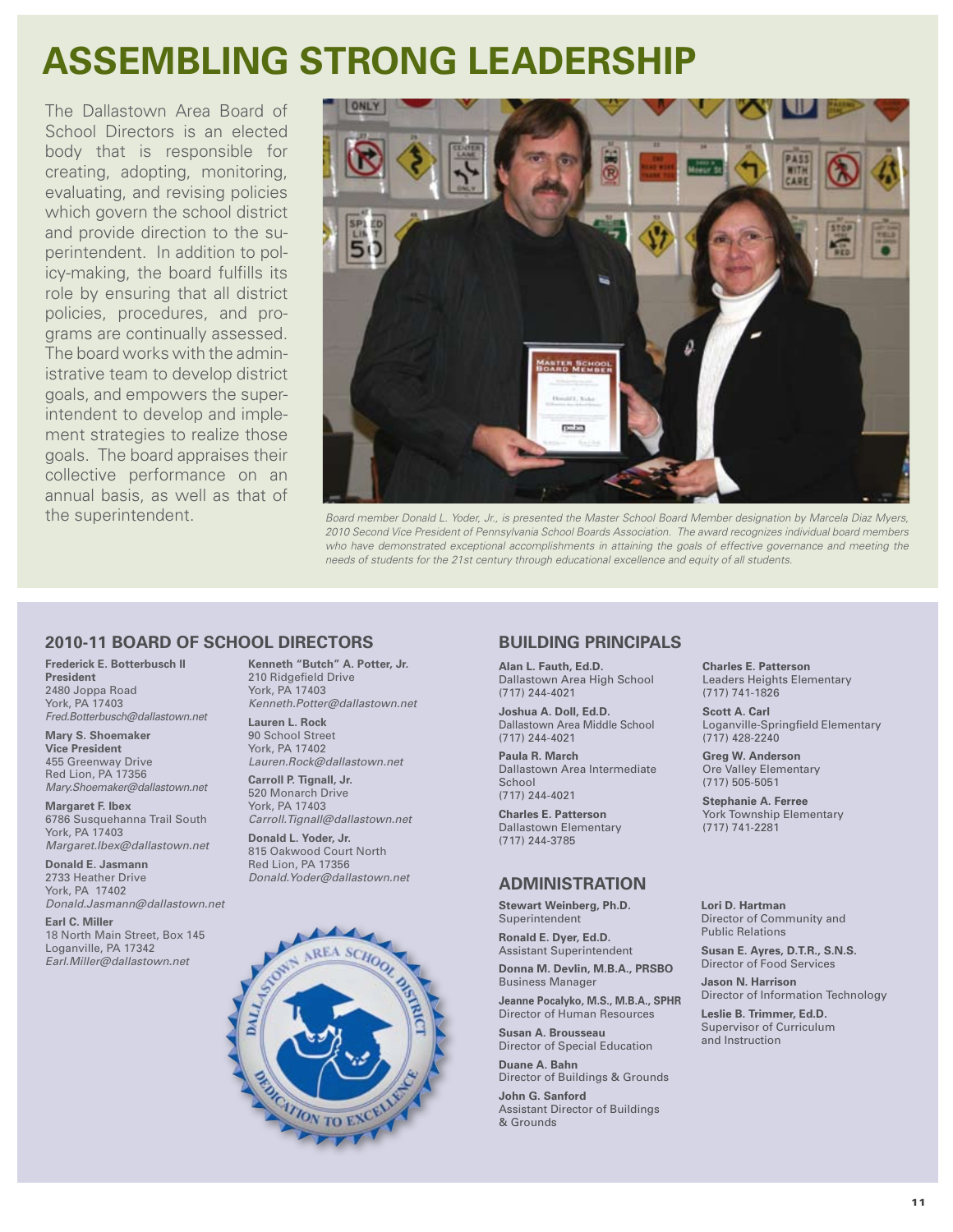# ASSEMBLING STRONG LEADERSHIP

The Dallastown Area Board of School Directors is an elected body that is responsible for creating, adopting, monitoring, evaluating, and revising policies which govern the school district and provide direction to the superintendent. In addition to policy-making, the board fulfills its role by ensuring that all district policies, procedures, and programs are continually assessed. The board works with the administrative team to develop district goals, and empowers the superintendent to develop and implement strategies to realize those goals. The board appraises their collective performance on an annual basis, as well as that of the superintendent.

*Board member Donald L. Yoder, Jr., is presented the Master School Board Member designation by Marcela Diaz Myers, 2010 Second Vice President of Pennsylvania School Boards Association. The award recognizes individual board members who have demonstrated exceptional accomplishments in attaining the goals of effective governance and meeting the needs of students for the 21st century through educational excellence and equity of all students.*

## 2010-11 BOARD OF SCHOOL DIRECTORS

**Frederick E. Botterbusch II**
**President**
2480 Joppa Road
York, PA 17403
*Fred.Botterbusch@dallastown.net*

**Mary S. Shoemaker**
**Vice President**
455 Greenway Drive
Red Lion, PA 17356
*Mary.Shoemaker@dallastown.net*

**Margaret F. Ibex**
6786 Susquehanna Trail South
York, PA 17403
*Margaret.Ibex@dallastown.net*

**Donald E. Jasmann**
2733 Heather Drive
York, PA 17402
*Donald.Jasmann@dallastown.net*

**Earl C. Miller**
18 North Main Street, Box 145
Loganville, PA 17342
*Earl.Miller@dallastown.net*

**Kenneth "Butch" A. Potter, Jr.**
210 Ridgefield Drive
York, PA 17403
*Kenneth.Potter@dallastown.net*

**Lauren L. Rock**
90 School Street
York, PA 17402
*Lauren.Rock@dallastown.net*

**Carroll P. Tignall, Jr.**
520 Monarch Drive
York, PA 17403
*Carroll.Tignall@dallastown.net*

**Donald L. Yoder, Jr.**
815 Oakwood Court North
Red Lion, PA 17356
*Donald.Yoder@dallastown.net*

## BUILDING PRINCIPALS

**Alan L. Fauth, Ed.D.**
Dallastown Area High School
(717) 244-4021

**Joshua A. Doll, Ed.D.**
Dallastown Area Middle School
(717) 244-4021

**Paula R. March**
Dallastown Area Intermediate School
(717) 244-4021

**Charles E. Patterson**
Dallastown Elementary
(717) 244-3785

**Charles E. Patterson**
Leaders Heights Elementary
(717) 741-1826

**Scott A. Carl**
Loganville-Springfield Elementary
(717) 428-2240

**Greg W. Anderson**
Ore Valley Elementary
(717) 505-5051

**Stephanie A. Ferree**
York Township Elementary
(717) 741-2281

## ADMINISTRATION

**Stewart Weinberg, Ph.D.**
Superintendent

**Ronald E. Dyer, Ed.D.**
Assistant Superintendent

**Donna M. Devlin, M.B.A., PRSBO**
Business Manager

**Jeanne Pocalyko, M.S., M.B.A., SPHR**
Director of Human Resources

**Susan A. Brousseau**
Director of Special Education

**Duane A. Bahn**
Director of Buildings & Grounds

**John G. Sanford**
Assistant Director of Buildings & Grounds

**Lori D. Hartman**
Director of Community and Public Relations

**Susan E. Ayres, D.T.R., S.N.S.**
Director of Food Services

**Jason N. Harrison**
Director of Information Technology

**Leslie B. Trimmer, Ed.D.**
Supervisor of Curriculum and Instruction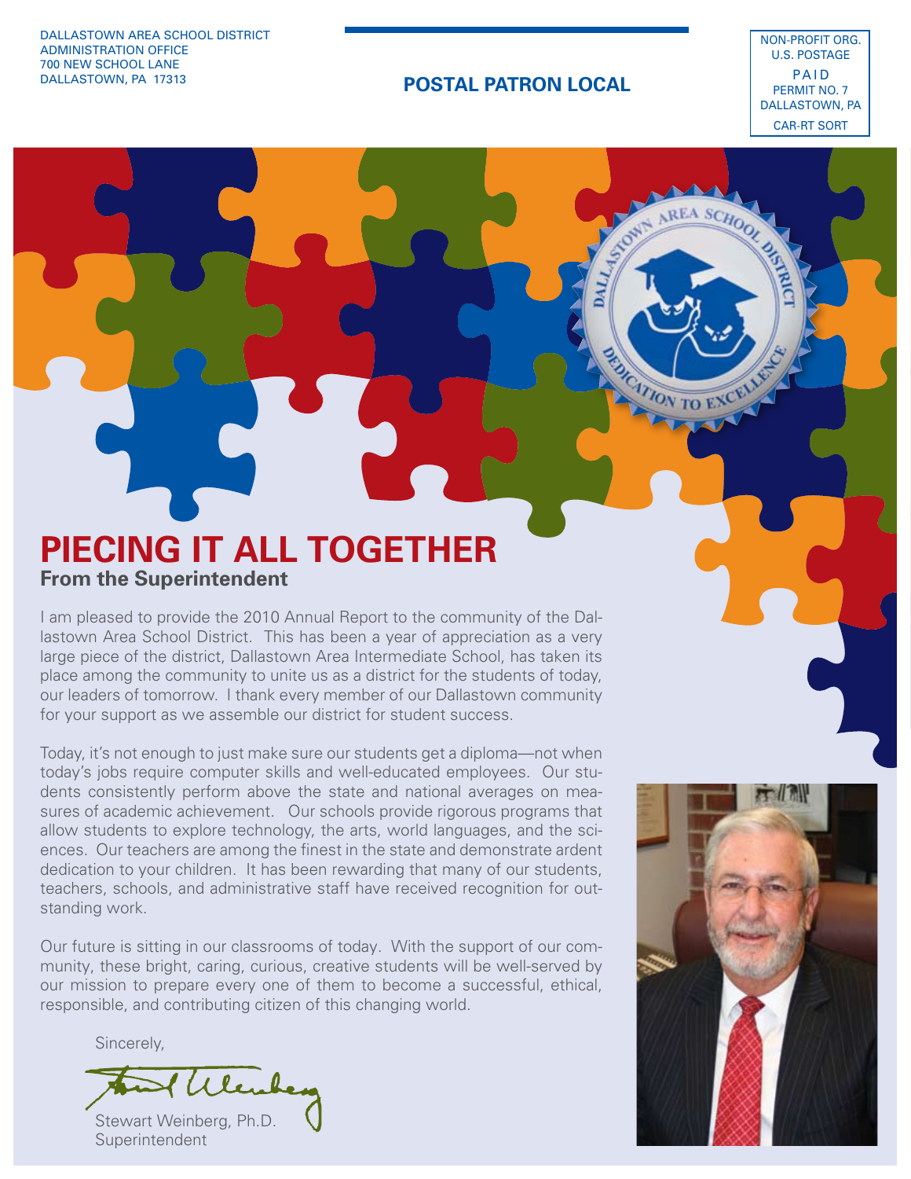DALLASTOWN AREA SCHOOL DISTRICT
ADMINISTRATION OFFICE
700 NEW SCHOOL LANE
DALLASTOWN, PA 17313

**POSTAL PATRON LOCAL**

NON-PROFIT ORG.
U.S. POSTAGE
PAID
PERMIT NO. 7
DALLASTOWN, PA
CAR-RT SORT

# PIECING IT ALL TOGETHER

## From the Superintendent

I am pleased to provide the 2010 Annual Report to the community of the Dallastown Area School District. This has been a year of appreciation as a very large piece of the district, Dallastown Area Intermediate School, has taken its place among the community to unite us as a district for the students of today, our leaders of tomorrow. I thank every member of our Dallastown community for your support as we assemble our district for student success.

Today, it's not enough to just make sure our students get a diploma—not when today's jobs require computer skills and well-educated employees. Our students consistently perform above the state and national averages on measures of academic achievement. Our schools provide rigorous programs that allow students to explore technology, the arts, world languages, and the sciences. Our teachers are among the finest in the state and demonstrate ardent dedication to your children. It has been rewarding that many of our students, teachers, schools, and administrative staff have received recognition for outstanding work.

Our future is sitting in our classrooms of today. With the support of our community, these bright, caring, curious, creative students will be well-served by our mission to prepare every one of them to become a successful, ethical, responsible, and contributing citizen of this changing world.

Sincerely,

Stewart Weinberg, Ph.D.
Superintendent